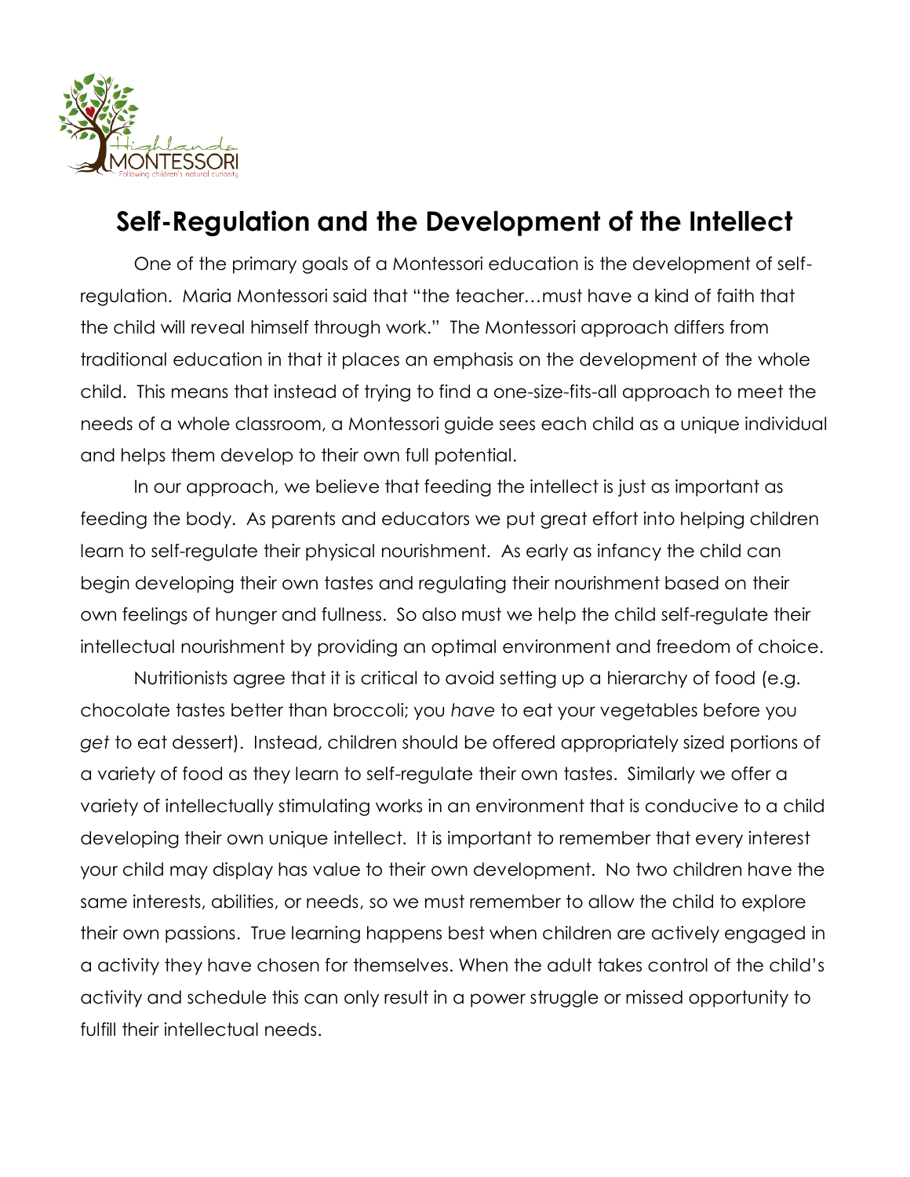# Self-Regulation and the Development of the Intellect

One of the primary goals of a Montessori education is the development of self-regulation. Maria Montessori said that "the teacher…must have a kind of faith that the child will reveal himself through work." The Montessori approach differs from traditional education in that it places an emphasis on the development of the whole child. This means that instead of trying to find a one-size-fits-all approach to meet the needs of a whole classroom, a Montessori guide sees each child as a unique individual and helps them develop to their own full potential.

In our approach, we believe that feeding the intellect is just as important as feeding the body. As parents and educators we put great effort into helping children learn to self-regulate their physical nourishment. As early as infancy the child can begin developing their own tastes and regulating their nourishment based on their own feelings of hunger and fullness. So also must we help the child self-regulate their intellectual nourishment by providing an optimal environment and freedom of choice.

Nutritionists agree that it is critical to avoid setting up a hierarchy of food (e.g. chocolate tastes better than broccoli; you *have* to eat your vegetables before you *get* to eat dessert). Instead, children should be offered appropriately sized portions of a variety of food as they learn to self-regulate their own tastes. Similarly we offer a variety of intellectually stimulating works in an environment that is conducive to a child developing their own unique intellect. It is important to remember that every interest your child may display has value to their own development. No two children have the same interests, abilities, or needs, so we must remember to allow the child to explore their own passions. True learning happens best when children are actively engaged in a activity they have chosen for themselves. When the adult takes control of the child's activity and schedule this can only result in a power struggle or missed opportunity to fulfill their intellectual needs.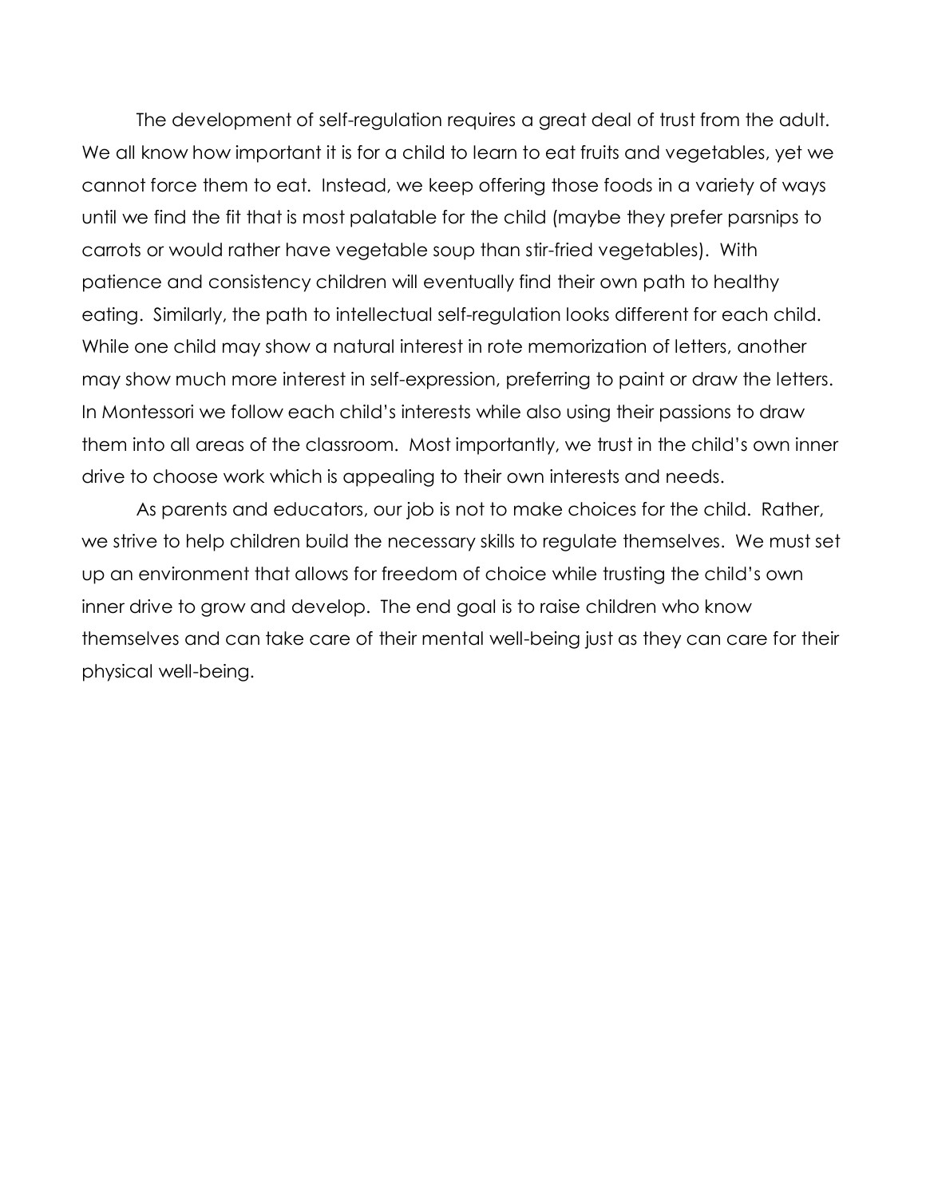The development of self-regulation requires a great deal of trust from the adult. We all know how important it is for a child to learn to eat fruits and vegetables, yet we cannot force them to eat. Instead, we keep offering those foods in a variety of ways until we find the fit that is most palatable for the child (maybe they prefer parsnips to carrots or would rather have vegetable soup than stir-fried vegetables). With patience and consistency children will eventually find their own path to healthy eating. Similarly, the path to intellectual self-regulation looks different for each child. While one child may show a natural interest in rote memorization of letters, another may show much more interest in self-expression, preferring to paint or draw the letters. In Montessori we follow each child's interests while also using their passions to draw them into all areas of the classroom. Most importantly, we trust in the child's own inner drive to choose work which is appealing to their own interests and needs.

As parents and educators, our job is not to make choices for the child. Rather, we strive to help children build the necessary skills to regulate themselves. We must set up an environment that allows for freedom of choice while trusting the child's own inner drive to grow and develop. The end goal is to raise children who know themselves and can take care of their mental well-being just as they can care for their physical well-being.